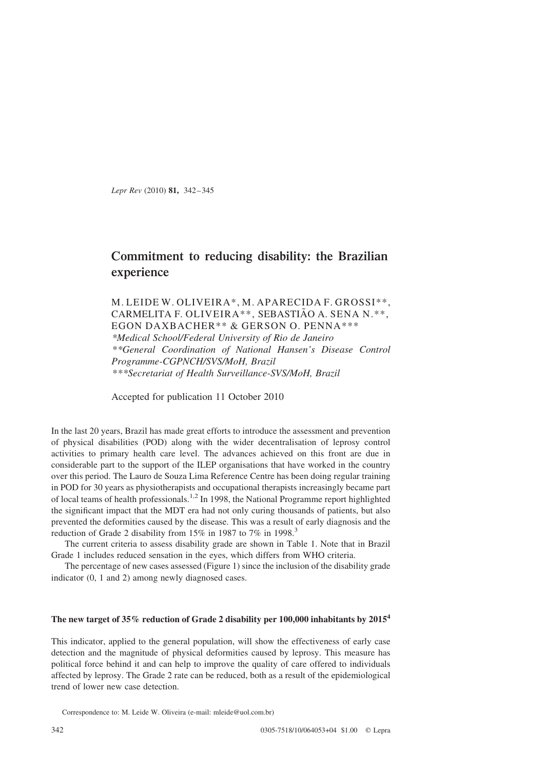# Commitment to reducing disability: the Brazilian experience

M. LEIDE W. OLIVEIRA*, M. APARECIDA F. GROSSI**, CARMELITA F. OLIVEIRA**, SEBASTIÃO A. SENA N.**, EGON DAXBACHER** & GERSON O. PENNA***

*\*Medical School/Federal University of Rio de Janeiro*
*\*\*General Coordination of National Hansen's Disease Control Programme-CGPNCH/SVS/MoH, Brazil*
*\*\*\*Secretariat of Health Surveillance-SVS/MoH, Brazil*

Accepted for publication 11 October 2010

In the last 20 years, Brazil has made great efforts to introduce the assessment and prevention of physical disabilities (POD) along with the wider decentralisation of leprosy control activities to primary health care level. The advances achieved on this front are due in considerable part to the support of the ILEP organisations that have worked in the country over this period. The Lauro de Souza Lima Reference Centre has been doing regular training in POD for 30 years as physiotherapists and occupational therapists increasingly became part of local teams of health professionals.[1,2] In 1998, the National Programme report highlighted the significant impact that the MDT era had not only curing thousands of patients, but also prevented the deformities caused by the disease. This was a result of early diagnosis and the reduction of Grade 2 disability from 15% in 1987 to 7% in 1998.[3]

The current criteria to assess disability grade are shown in Table 1. Note that in Brazil Grade 1 includes reduced sensation in the eyes, which differs from WHO criteria.

The percentage of new cases assessed (Figure 1) since the inclusion of the disability grade indicator (0, 1 and 2) among newly diagnosed cases.

### The new target of 35% reduction of Grade 2 disability per 100,000 inhabitants by 2015[4]

This indicator, applied to the general population, will show the effectiveness of early case detection and the magnitude of physical deformities caused by leprosy. This measure has political force behind it and can help to improve the quality of care offered to individuals affected by leprosy. The Grade 2 rate can be reduced, both as a result of the epidemiological trend of lower new case detection.

Correspondence to: M. Leide W. Oliveira (e-mail: mleide@uol.com.br)

0305-7518/10/064053+04 $1.00 © Lepra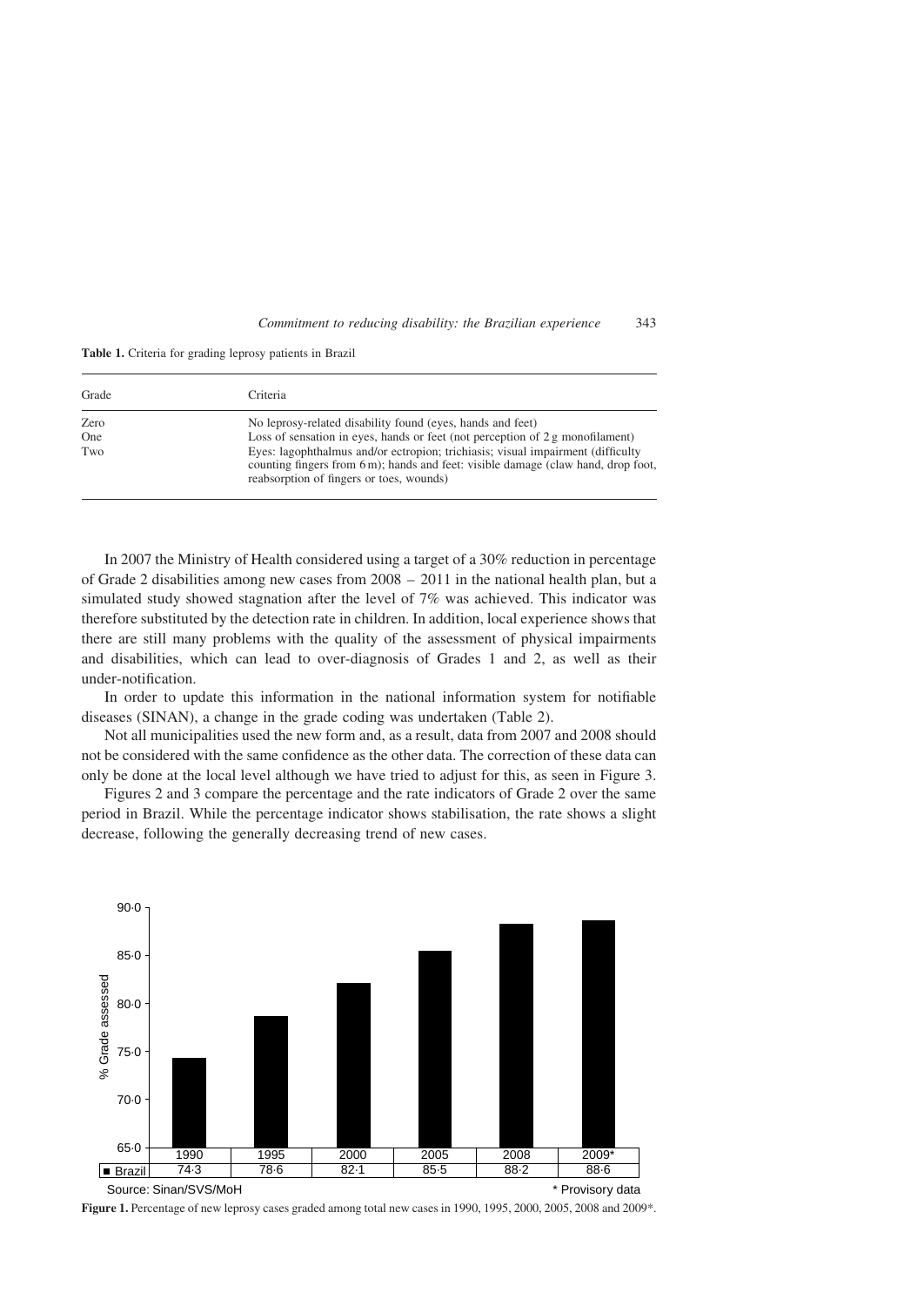**Table 1.** Criteria for grading leprosy patients in Brazil

| Grade | Criteria |
|---|---|
| Zero | No leprosy-related disability found (eyes, hands and feet) |
| One | Loss of sensation in eyes, hands or feet (not perception of 2 g monofilament) |
| Two | Eyes: lagophthalmus and/or ectropion; trichiasis; visual impairment (difficulty counting fingers from 6 m); hands and feet: visible damage (claw hand, drop foot, reabsorption of fingers or toes, wounds) |

In 2007 the Ministry of Health considered using a target of a 30% reduction in percentage of Grade 2 disabilities among new cases from 2008 – 2011 in the national health plan, but a simulated study showed stagnation after the level of 7% was achieved. This indicator was therefore substituted by the detection rate in children. In addition, local experience shows that there are still many problems with the quality of the assessment of physical impairments and disabilities, which can lead to over-diagnosis of Grades 1 and 2, as well as their under-notification.

In order to update this information in the national information system for notifiable diseases (SINAN), a change in the grade coding was undertaken (Table 2).

Not all municipalities used the new form and, as a result, data from 2007 and 2008 should not be considered with the same confidence as the other data. The correction of these data can only be done at the local level although we have tried to adjust for this, as seen in Figure 3.

Figures 2 and 3 compare the percentage and the rate indicators of Grade 2 over the same period in Brazil. While the percentage indicator shows stabilisation, the rate shows a slight decrease, following the generally decreasing trend of new cases.

% Grade assessed

90·0
85·0
80·0
75·0
70·0
65·0

1990 1995 2000 2005 2008 2009*

■ Brazil 74·3 78·6 82·1 85·5 88·2 88·6

Source: Sinan/SVS/MoH

\* Provisory data

**Figure 1.** Percentage of new leprosy cases graded among total new cases in 1990, 1995, 2000, 2005, 2008 and 2009*.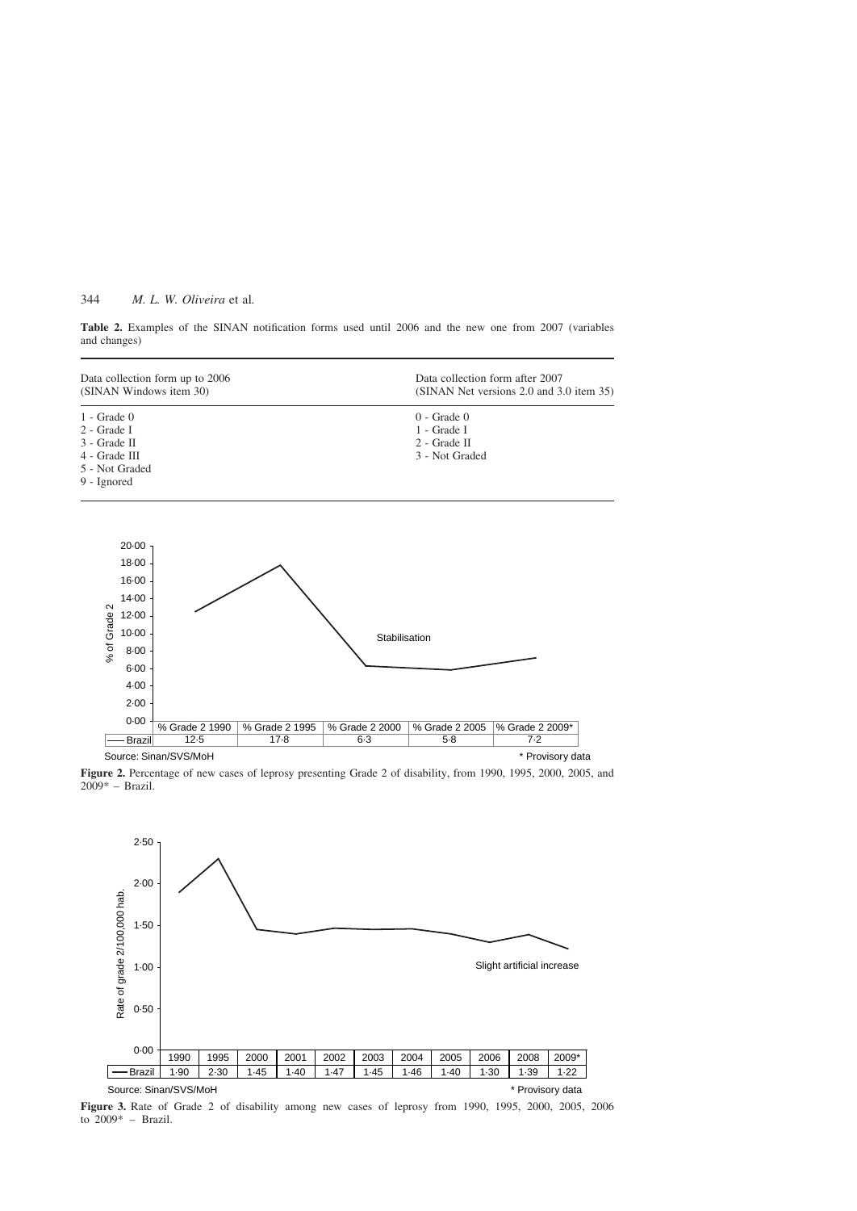**Table 2.** Examples of the SINAN notification forms used until 2006 and the new one from 2007 (variables and changes)

| Data collection form up to 2006 (SINAN Windows item 30) | Data collection form after 2007 (SINAN Net versions 2.0 and 3.0 item 35) |
|---|---|
| 1 - Grade 0 | 0 - Grade 0 |
| 2 - Grade I | 1 - Grade I |
| 3 - Grade II | 2 - Grade II |
| 4 - Grade III | 3 - Not Graded |
| 5 - Not Graded | |
| 9 - Ignored | |

| | % Grade 2 1990 | % Grade 2 1995 | % Grade 2 2000 | % Grade 2 2005 | % Grade 2 2009* |
|---|---|---|---|---|---|
| Brazil | 12·5 | 17·8 | 6·3 | 5·8 | 7·2 |

Source: Sinan/SVS/MoH

\* Provisory data

**Figure 2.** Percentage of new cases of leprosy presenting Grade 2 of disability, from 1990, 1995, 2000, 2005, and 2009* – Brazil.

| | 1990 | 1995 | 2000 | 2001 | 2002 | 2003 | 2004 | 2005 | 2006 | 2008 | 2009* |
|---|---|---|---|---|---|---|---|---|---|---|---|
| Brazil | 1·90 | 2·30 | 1·45 | 1·40 | 1·47 | 1·45 | 1·46 | 1·40 | 1·30 | 1·39 | 1·22 |

Source: Sinan/SVS/MoH

\* Provisory data

**Figure 3.** Rate of Grade 2 of disability among new cases of leprosy from 1990, 1995, 2000, 2005, 2006 to 2009* – Brazil.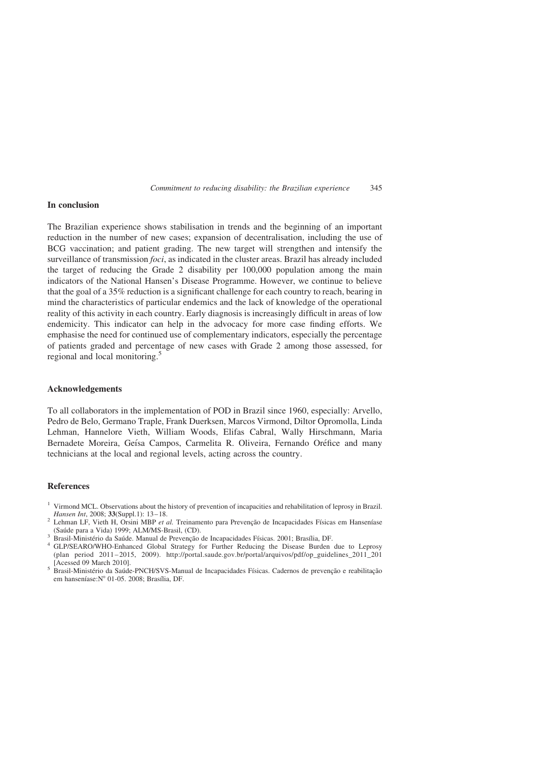## In conclusion

The Brazilian experience shows stabilisation in trends and the beginning of an important reduction in the number of new cases; expansion of decentralisation, including the use of BCG vaccination; and patient grading. The new target will strengthen and intensify the surveillance of transmission *foci*, as indicated in the cluster areas. Brazil has already included the target of reducing the Grade 2 disability per 100,000 population among the main indicators of the National Hansen's Disease Programme. However, we continue to believe that the goal of a 35% reduction is a significant challenge for each country to reach, bearing in mind the characteristics of particular endemics and the lack of knowledge of the operational reality of this activity in each country. Early diagnosis is increasingly difficult in areas of low endemicity. This indicator can help in the advocacy for more case finding efforts. We emphasise the need for continued use of complementary indicators, especially the percentage of patients graded and percentage of new cases with Grade 2 among those assessed, for regional and local monitoring.[5]

## Acknowledgements

To all collaborators in the implementation of POD in Brazil since 1960, especially: Arvello, Pedro de Belo, Germano Traple, Frank Duerksen, Marcos Virmond, Diltor Opromolla, Linda Lehman, Hannelore Vieth, William Woods, Elifas Cabral, Wally Hirschmann, Maria Bernadete Moreira, Geísa Campos, Carmelita R. Oliveira, Fernando Oréfice and many technicians at the local and regional levels, acting across the country.

## References

1. Virmond MCL. Observations about the history of prevention of incapacities and rehabilitation of leprosy in Brazil. *Hansen Int*, 2008; **33**(Suppl.1): 13–18.
2. Lehman LF, Vieth H, Orsini MBP *et al.* Treinamento para Prevenção de Incapacidades Físicas em Hanseníase (Saúde para a Vida) 1999; ALM/MS-Brasil, (CD).
3. Brasil-Ministério da Saúde. Manual de Prevenção de Incapacidades Físicas. 2001; Brasília, DF.
4. GLP/SEARO/WHO-Enhanced Global Strategy for Further Reducing the Disease Burden due to Leprosy (plan period 2011–2015, 2009). http://portal.saude.gov.br/portal/arquivos/pdf/op_guidelines_2011_201 [Acessed 09 March 2010].
5. Brasil-Ministério da Saúde-PNCH/SVS-Manual de Incapacidades Físicas. Cadernos de prevenção e reabilitação em hanseníase:N° 01-05. 2008; Brasília, DF.